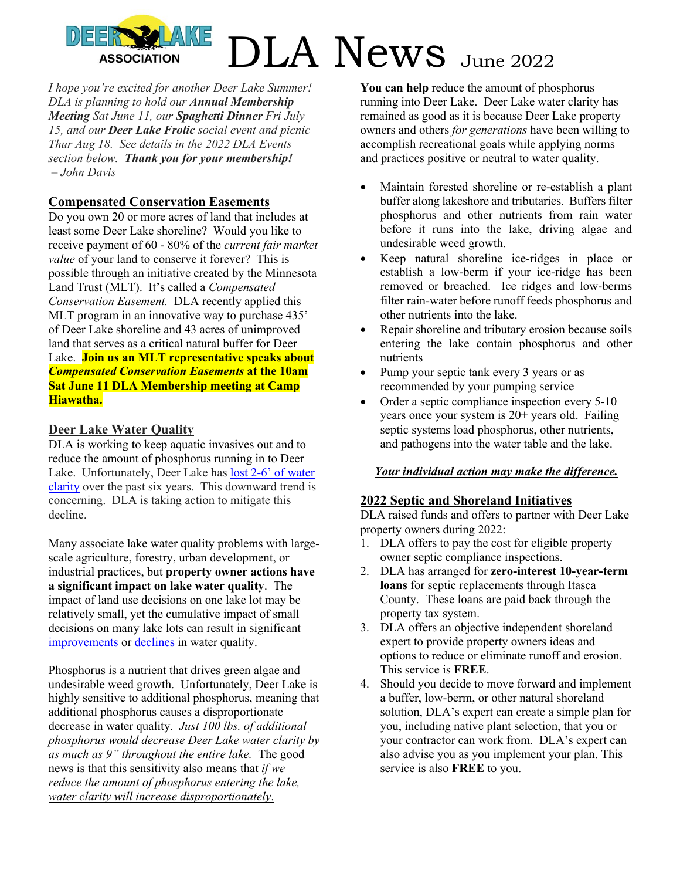DEER LAKE ASSOCIATION

# DLA News June 2022

*I hope you're excited for another Deer Lake Summer! DLA is planning to hold our **Annual Membership Meeting** Sat June 11, our **Spaghetti Dinner** Fri July 15, and our **Deer Lake Frolic** social event and picnic Thur Aug 18. See details in the 2022 DLA Events section below. **Thank you for your membership!** – John Davis*

## Compensated Conservation Easements

Do you own 20 or more acres of land that includes at least some Deer Lake shoreline? Would you like to receive payment of 60 - 80% of the *current fair market value* of your land to conserve it forever? This is possible through an initiative created by the Minnesota Land Trust (MLT). It's called a *Compensated Conservation Easement.* DLA recently applied this MLT program in an innovative way to purchase 435' of Deer Lake shoreline and 43 acres of unimproved land that serves as a critical natural buffer for Deer Lake. **Join us an MLT representative speaks about *Compensated Conservation Easements* at the 10am Sat June 11 DLA Membership meeting at Camp Hiawatha.**

## Deer Lake Water Quality

DLA is working to keep aquatic invasives out and to reduce the amount of phosphorus running in to Deer Lake. Unfortunately, Deer Lake has lost 2-6' of water clarity over the past six years. This downward trend is concerning. DLA is taking action to mitigate this decline.

Many associate lake water quality problems with large-scale agriculture, forestry, urban development, or industrial practices, but **property owner actions have a significant impact on lake water quality**. The impact of land use decisions on one lake lot may be relatively small, yet the cumulative impact of small decisions on many lake lots can result in significant improvements or declines in water quality.

Phosphorus is a nutrient that drives green algae and undesirable weed growth. Unfortunately, Deer Lake is highly sensitive to additional phosphorus, meaning that additional phosphorus causes a disproportionate decrease in water quality. *Just 100 lbs. of additional phosphorus would decrease Deer Lake water clarity by as much as 9" throughout the entire lake.* The good news is that this sensitivity also means that *if we reduce the amount of phosphorus entering the lake, water clarity will increase disproportionately*.

**You can help** reduce the amount of phosphorus running into Deer Lake. Deer Lake water clarity has remained as good as it is because Deer Lake property owners and others *for generations* have been willing to accomplish recreational goals while applying norms and practices positive or neutral to water quality.

- Maintain forested shoreline or re-establish a plant buffer along lakeshore and tributaries. Buffers filter phosphorus and other nutrients from rain water before it runs into the lake, driving algae and undesirable weed growth.
- Keep natural shoreline ice-ridges in place or establish a low-berm if your ice-ridge has been removed or breached. Ice ridges and low-berms filter rain-water before runoff feeds phosphorus and other nutrients into the lake.
- Repair shoreline and tributary erosion because soils entering the lake contain phosphorus and other nutrients
- Pump your septic tank every 3 years or as recommended by your pumping service
- Order a septic compliance inspection every 5-10 years once your system is 20+ years old. Failing septic systems load phosphorus, other nutrients, and pathogens into the water table and the lake.

***Your individual action may make the difference.***

## 2022 Septic and Shoreland Initiatives

DLA raised funds and offers to partner with Deer Lake property owners during 2022:

1. DLA offers to pay the cost for eligible property owner septic compliance inspections.
2. DLA has arranged for **zero-interest 10-year-term loans** for septic replacements through Itasca County. These loans are paid back through the property tax system.
3. DLA offers an objective independent shoreland expert to provide property owners ideas and options to reduce or eliminate runoff and erosion. This service is **FREE**.
4. Should you decide to move forward and implement a buffer, low-berm, or other natural shoreland solution, DLA's expert can create a simple plan for you, including native plant selection, that you or your contractor can work from. DLA's expert can also advise you as you implement your plan. This service is also **FREE** to you.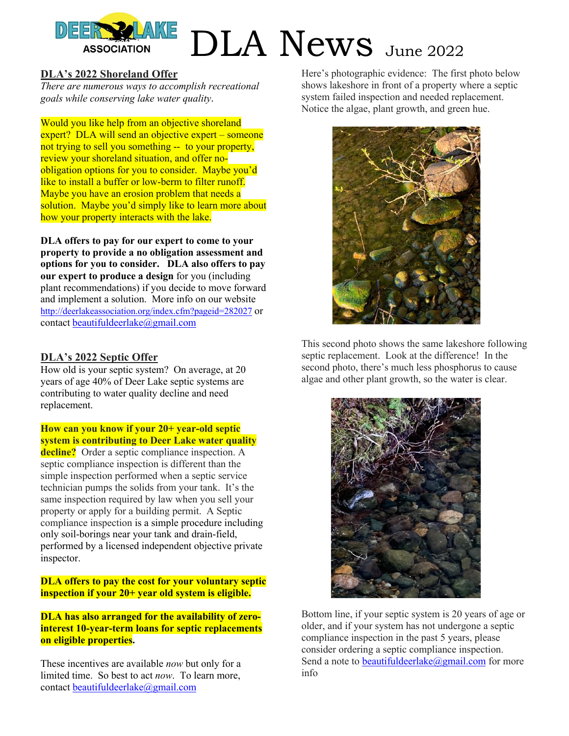# DLA News June 2022

## DLA's 2022 Shoreland Offer

*There are numerous ways to accomplish recreational goals while conserving lake water quality*.

Would you like help from an objective shoreland expert? DLA will send an objective expert – someone not trying to sell you something -- to your property, review your shoreland situation, and offer no-obligation options for you to consider. Maybe you'd like to install a buffer or low-berm to filter runoff. Maybe you have an erosion problem that needs a solution. Maybe you'd simply like to learn more about how your property interacts with the lake.

**DLA offers to pay for our expert to come to your property to provide a no obligation assessment and options for you to consider. DLA also offers to pay our expert to produce a design** for you (including plant recommendations) if you decide to move forward and implement a solution. More info on our website http://deerlakeassociation.org/index.cfm?pageid=282027 or contact beautifuldeerlake@gmail.com

## DLA's 2022 Septic Offer

How old is your septic system? On average, at 20 years of age 40% of Deer Lake septic systems are contributing to water quality decline and need replacement.

**How can you know if your 20+ year-old septic system is contributing to Deer Lake water quality decline?** Order a septic compliance inspection. A septic compliance inspection is different than the simple inspection performed when a septic service technician pumps the solids from your tank. It's the same inspection required by law when you sell your property or apply for a building permit. A Septic compliance inspection is a simple procedure including only soil-borings near your tank and drain-field, performed by a licensed independent objective private inspector.

**DLA offers to pay the cost for your voluntary septic inspection if your 20+ year old system is eligible.**

**DLA has also arranged for the availability of zero-interest 10-year-term loans for septic replacements on eligible properties.**

These incentives are available *now* but only for a limited time. So best to act *now*. To learn more, contact beautifuldeerlake@gmail.com

Here's photographic evidence: The first photo below shows lakeshore in front of a property where a septic system failed inspection and needed replacement. Notice the algae, plant growth, and green hue.

This second photo shows the same lakeshore following septic replacement. Look at the difference! In the second photo, there's much less phosphorus to cause algae and other plant growth, so the water is clear.

Bottom line, if your septic system is 20 years of age or older, and if your system has not undergone a septic compliance inspection in the past 5 years, please consider ordering a septic compliance inspection. Send a note to beautifuldeerlake@gmail.com for more info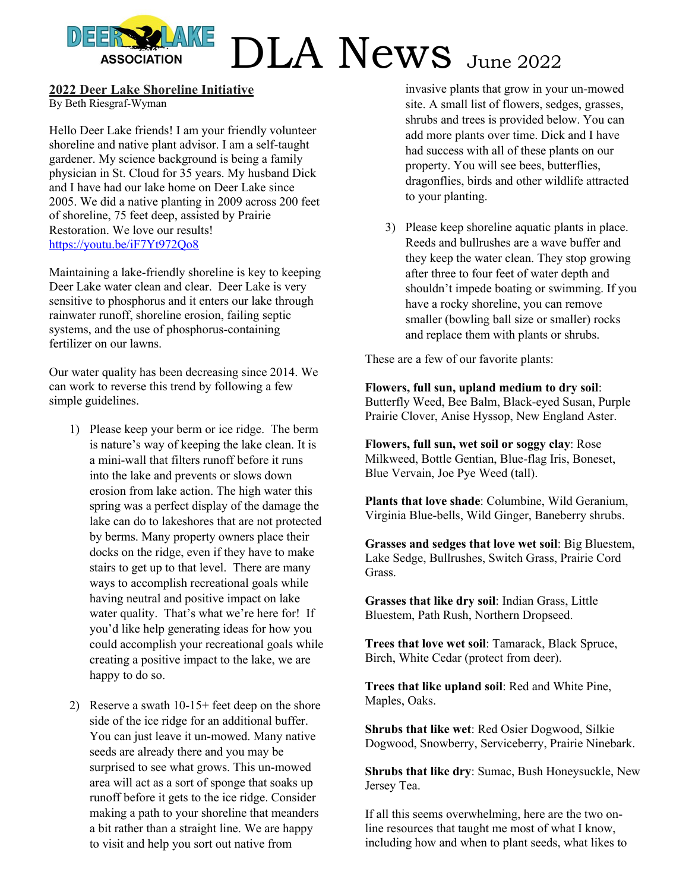# DLA News June 2022

## 2022 Deer Lake Shoreline Initiative

By Beth Riesgraf-Wyman

Hello Deer Lake friends! I am your friendly volunteer shoreline and native plant advisor. I am a self-taught gardener. My science background is being a family physician in St. Cloud for 35 years. My husband Dick and I have had our lake home on Deer Lake since 2005. We did a native planting in 2009 across 200 feet of shoreline, 75 feet deep, assisted by Prairie Restoration. We love our results! https://youtu.be/iF7Yt972Qo8

Maintaining a lake-friendly shoreline is key to keeping Deer Lake water clean and clear. Deer Lake is very sensitive to phosphorus and it enters our lake through rainwater runoff, shoreline erosion, failing septic systems, and the use of phosphorus-containing fertilizer on our lawns.

Our water quality has been decreasing since 2014. We can work to reverse this trend by following a few simple guidelines.

1) Please keep your berm or ice ridge. The berm is nature's way of keeping the lake clean. It is a mini-wall that filters runoff before it runs into the lake and prevents or slows down erosion from lake action. The high water this spring was a perfect display of the damage the lake can do to lakeshores that are not protected by berms. Many property owners place their docks on the ridge, even if they have to make stairs to get up to that level. There are many ways to accomplish recreational goals while having neutral and positive impact on lake water quality. That's what we're here for! If you'd like help generating ideas for how you could accomplish your recreational goals while creating a positive impact to the lake, we are happy to do so.

2) Reserve a swath 10-15+ feet deep on the shore side of the ice ridge for an additional buffer. You can just leave it un-mowed. Many native seeds are already there and you may be surprised to see what grows. This un-mowed area will act as a sort of sponge that soaks up runoff before it gets to the ice ridge. Consider making a path to your shoreline that meanders a bit rather than a straight line. We are happy to visit and help you sort out native from invasive plants that grow in your un-mowed site. A small list of flowers, sedges, grasses, shrubs and trees is provided below. You can add more plants over time. Dick and I have had success with all of these plants on our property. You will see bees, butterflies, dragonflies, birds and other wildlife attracted to your planting.

3) Please keep shoreline aquatic plants in place. Reeds and bullrushes are a wave buffer and they keep the water clean. They stop growing after three to four feet of water depth and shouldn't impede boating or swimming. If you have a rocky shoreline, you can remove smaller (bowling ball size or smaller) rocks and replace them with plants or shrubs.

These are a few of our favorite plants:

**Flowers, full sun, upland medium to dry soil**: Butterfly Weed, Bee Balm, Black-eyed Susan, Purple Prairie Clover, Anise Hyssop, New England Aster.

**Flowers, full sun, wet soil or soggy clay**: Rose Milkweed, Bottle Gentian, Blue-flag Iris, Boneset, Blue Vervain, Joe Pye Weed (tall).

**Plants that love shade**: Columbine, Wild Geranium, Virginia Blue-bells, Wild Ginger, Baneberry shrubs.

**Grasses and sedges that love wet soil**: Big Bluestem, Lake Sedge, Bullrushes, Switch Grass, Prairie Cord Grass.

**Grasses that like dry soil**: Indian Grass, Little Bluestem, Path Rush, Northern Dropseed.

**Trees that love wet soil**: Tamarack, Black Spruce, Birch, White Cedar (protect from deer).

**Trees that like upland soil**: Red and White Pine, Maples, Oaks.

**Shrubs that like wet**: Red Osier Dogwood, Silkie Dogwood, Snowberry, Serviceberry, Prairie Ninebark.

**Shrubs that like dry**: Sumac, Bush Honeysuckle, New Jersey Tea.

If all this seems overwhelming, here are the two on-line resources that taught me most of what I know, including how and when to plant seeds, what likes to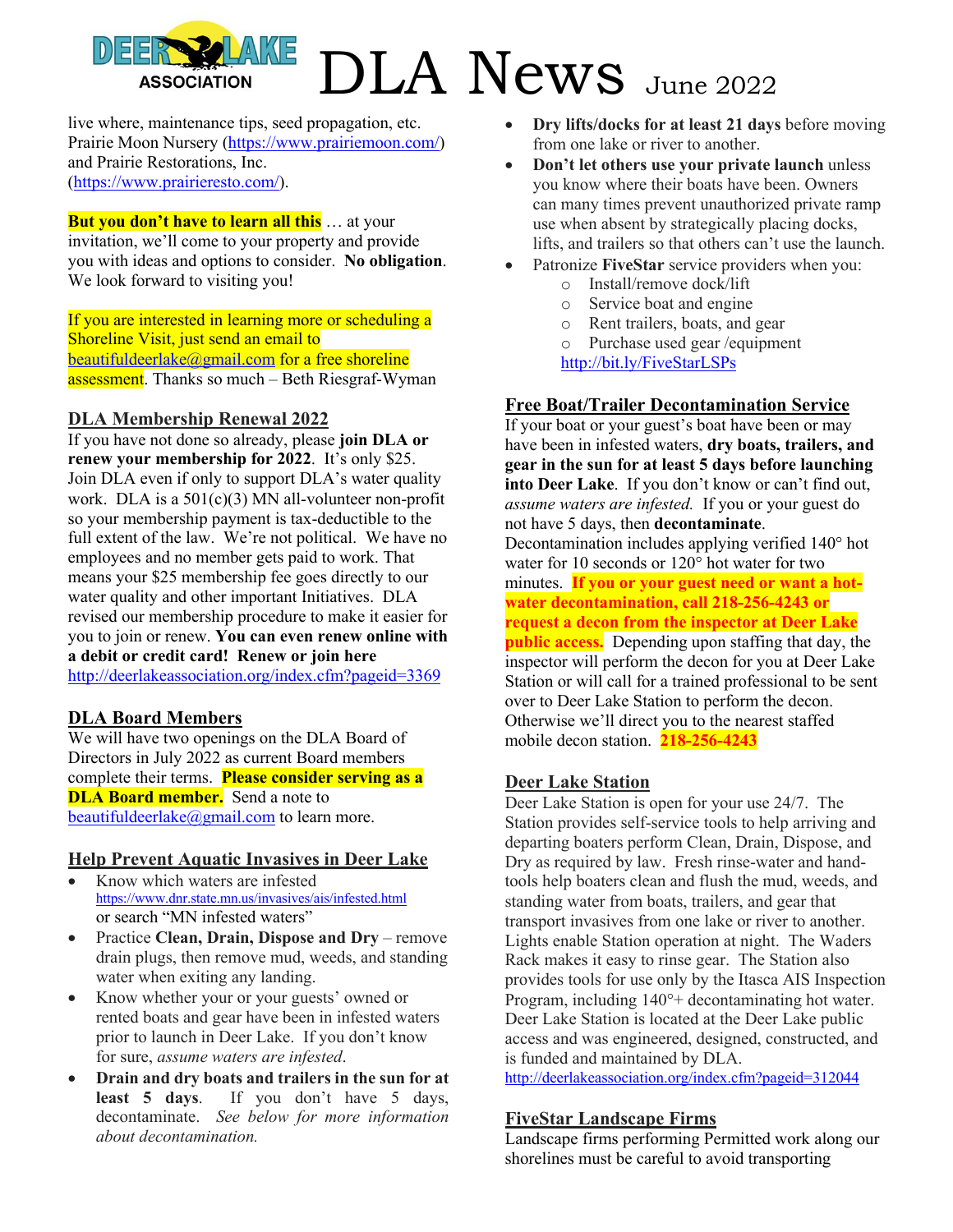live where, maintenance tips, seed propagation, etc. Prairie Moon Nursery (https://www.prairiemoon.com/) and Prairie Restorations, Inc. (https://www.prairieresto.com/).

**But you don't have to learn all this** … at your invitation, we'll come to your property and provide you with ideas and options to consider. **No obligation**. We look forward to visiting you!

If you are interested in learning more or scheduling a Shoreline Visit, just send an email to beautifuldeerlake@gmail.com for a free shoreline assessment. Thanks so much – Beth Riesgraf-Wyman

## DLA Membership Renewal 2022

If you have not done so already, please **join DLA or renew your membership for 2022**. It's only $25. Join DLA even if only to support DLA's water quality work. DLA is a 501(c)(3) MN all-volunteer non-profit so your membership payment is tax-deductible to the full extent of the law. We're not political. We have no employees and no member gets paid to work. That means your $25 membership fee goes directly to our water quality and other important Initiatives. DLA revised our membership procedure to make it easier for you to join or renew. **You can even renew online with a debit or credit card! Renew or join here** http://deerlakeassociation.org/index.cfm?pageid=3369

## DLA Board Members

We will have two openings on the DLA Board of Directors in July 2022 as current Board members complete their terms. **Please consider serving as a DLA Board member.** Send a note to beautifuldeerlake@gmail.com to learn more.

## Help Prevent Aquatic Invasives in Deer Lake

- Know which waters are infested https://www.dnr.state.mn.us/invasives/ais/infested.html or search "MN infested waters"
- Practice **Clean, Drain, Dispose and Dry** – remove drain plugs, then remove mud, weeds, and standing water when exiting any landing.
- Know whether your or your guests' owned or rented boats and gear have been in infested waters prior to launch in Deer Lake. If you don't know for sure, *assume waters are infested*.
- **Drain and dry boats and trailers in the sun for at least 5 days**. If you don't have 5 days, decontaminate. *See below for more information about decontamination.*
- **Dry lifts/docks for at least 21 days** before moving from one lake or river to another.
- **Don't let others use your private launch** unless you know where their boats have been. Owners can many times prevent unauthorized private ramp use when absent by strategically placing docks, lifts, and trailers so that others can't use the launch.
- Patronize **FiveStar** service providers when you:
  - Install/remove dock/lift
  - Service boat and engine
  - Rent trailers, boats, and gear
  - Purchase used gear /equipment

  http://bit.ly/FiveStarLSPs

## Free Boat/Trailer Decontamination Service

If your boat or your guest's boat have been or may have been in infested waters, **dry boats, trailers, and gear in the sun for at least 5 days before launching into Deer Lake**. If you don't know or can't find out, *assume waters are infested.* If you or your guest do not have 5 days, then **decontaminate**.

Decontamination includes applying verified 140° hot water for 10 seconds or 120° hot water for two minutes. **If you or your guest need or want a hot-water decontamination, call 218-256-4243 or request a decon from the inspector at Deer Lake public access.** Depending upon staffing that day, the inspector will perform the decon for you at Deer Lake Station or will call for a trained professional to be sent over to Deer Lake Station to perform the decon. Otherwise we'll direct you to the nearest staffed mobile decon station. **218-256-4243**

## Deer Lake Station

Deer Lake Station is open for your use 24/7. The Station provides self-service tools to help arriving and departing boaters perform Clean, Drain, Dispose, and Dry as required by law. Fresh rinse-water and hand-tools help boaters clean and flush the mud, weeds, and standing water from boats, trailers, and gear that transport invasives from one lake or river to another. Lights enable Station operation at night. The Waders Rack makes it easy to rinse gear. The Station also provides tools for use only by the Itasca AIS Inspection Program, including 140°+ decontaminating hot water. Deer Lake Station is located at the Deer Lake public access and was engineered, designed, constructed, and is funded and maintained by DLA.
http://deerlakeassociation.org/index.cfm?pageid=312044

## FiveStar Landscape Firms

Landscape firms performing Permitted work along our shorelines must be careful to avoid transporting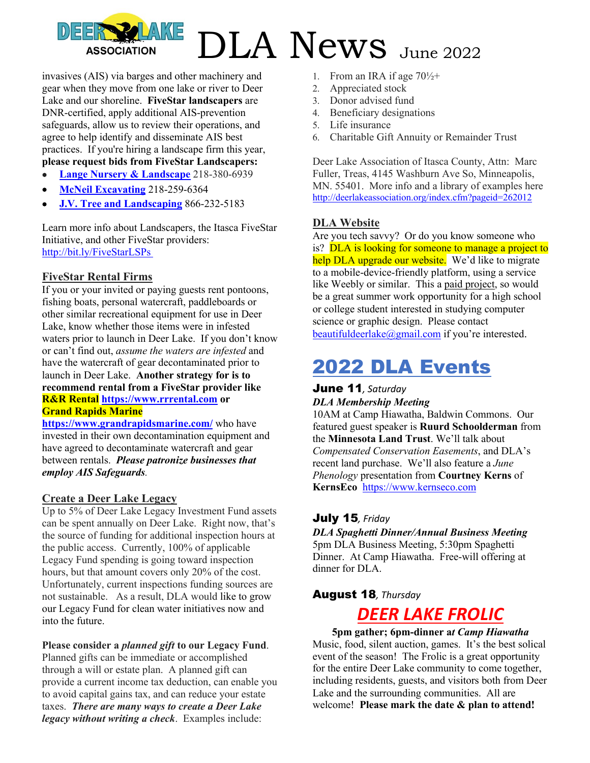invasives (AIS) via barges and other machinery and gear when they move from one lake or river to Deer Lake and our shoreline. **FiveStar landscapers** are DNR-certified, apply additional AIS-prevention safeguards, allow us to review their operations, and agree to help identify and disseminate AIS best practices. If you're hiring a landscape firm this year, **please request bids from FiveStar Landscapers:**

- **Lange Nursery & Landscape** 218-380-6939
- **McNeil Excavating** 218-259-6364
- **J.V. Tree and Landscaping** 866-232-5183

Learn more info about Landscapers, the Itasca FiveStar Initiative, and other FiveStar providers: http://bit.ly/FiveStarLSPs

## FiveStar Rental Firms

If you or your invited or paying guests rent pontoons, fishing boats, personal watercraft, paddleboards or other similar recreational equipment for use in Deer Lake, know whether those items were in infested waters prior to launch in Deer Lake. If you don't know or can't find out, *assume the waters are infested* and have the watercraft of gear decontaminated prior to launch in Deer Lake. **Another strategy for is to recommend rental from a FiveStar provider like R&R Rental https://www.rrrental.com or Grand Rapids Marine https://www.grandrapidsmarine.com/** who have invested in their own decontamination equipment and have agreed to decontaminate watercraft and gear between rentals. ***Please patronize businesses that employ AIS Safeguards***.

## Create a Deer Lake Legacy

Up to 5% of Deer Lake Legacy Investment Fund assets can be spent annually on Deer Lake. Right now, that's the source of funding for additional inspection hours at the public access. Currently, 100% of applicable Legacy Fund spending is going toward inspection hours, but that amount covers only 20% of the cost. Unfortunately, current inspections funding sources are not sustainable. As a result, DLA would like to grow our Legacy Fund for clean water initiatives now and into the future.

**Please consider a *planned gift* to our Legacy Fund**. Planned gifts can be immediate or accomplished through a will or estate plan. A planned gift can provide a current income tax deduction, can enable you to avoid capital gains tax, and can reduce your estate taxes. ***There are many ways to create a Deer Lake legacy without writing a check***. Examples include:

1. From an IRA if age 70½+
2. Appreciated stock
3. Donor advised fund
4. Beneficiary designations
5. Life insurance
6. Charitable Gift Annuity or Remainder Trust

Deer Lake Association of Itasca County, Attn: Marc Fuller, Treas, 4145 Washburn Ave So, Minneapolis, MN. 55401. More info and a library of examples here http://deerlakeassociation.org/index.cfm?pageid=262012

## DLA Website

Are you tech savvy? Or do you know someone who is? DLA is looking for someone to manage a project to help DLA upgrade our website. We'd like to migrate to a mobile-device-friendly platform, using a service like Weebly or similar. This a paid project, so would be a great summer work opportunity for a high school or college student interested in studying computer science or graphic design. Please contact beautifuldeerlake@gmail.com if you're interested.

# 2022 DLA Events

### June 11, *Saturday*

***DLA Membership Meeting***

10AM at Camp Hiawatha, Baldwin Commons. Our featured guest speaker is **Ruurd Schoolderman** from the **Minnesota Land Trust**. We'll talk about *Compensated Conservation Easements*, and DLA's recent land purchase. We'll also feature a *June Phenology* presentation from **Courtney Kerns** of **KernsEco** https://www.kernseco.com

### July 15, *Friday*

***DLA Spaghetti Dinner/Annual Business Meeting***

5pm DLA Business Meeting, 5:30pm Spaghetti Dinner. At Camp Hiawatha. Free-will offering at dinner for DLA.

### August 18, *Thursday*

## *DEER LAKE FROLIC*

**5pm gather; 6pm-dinner a*t Camp Hiawatha***

Music, food, silent auction, games. It's the best solical event of the season! The Frolic is a great opportunity for the entire Deer Lake community to come together, including residents, guests, and visitors both from Deer Lake and the surrounding communities. All are welcome! **Please mark the date & plan to attend!**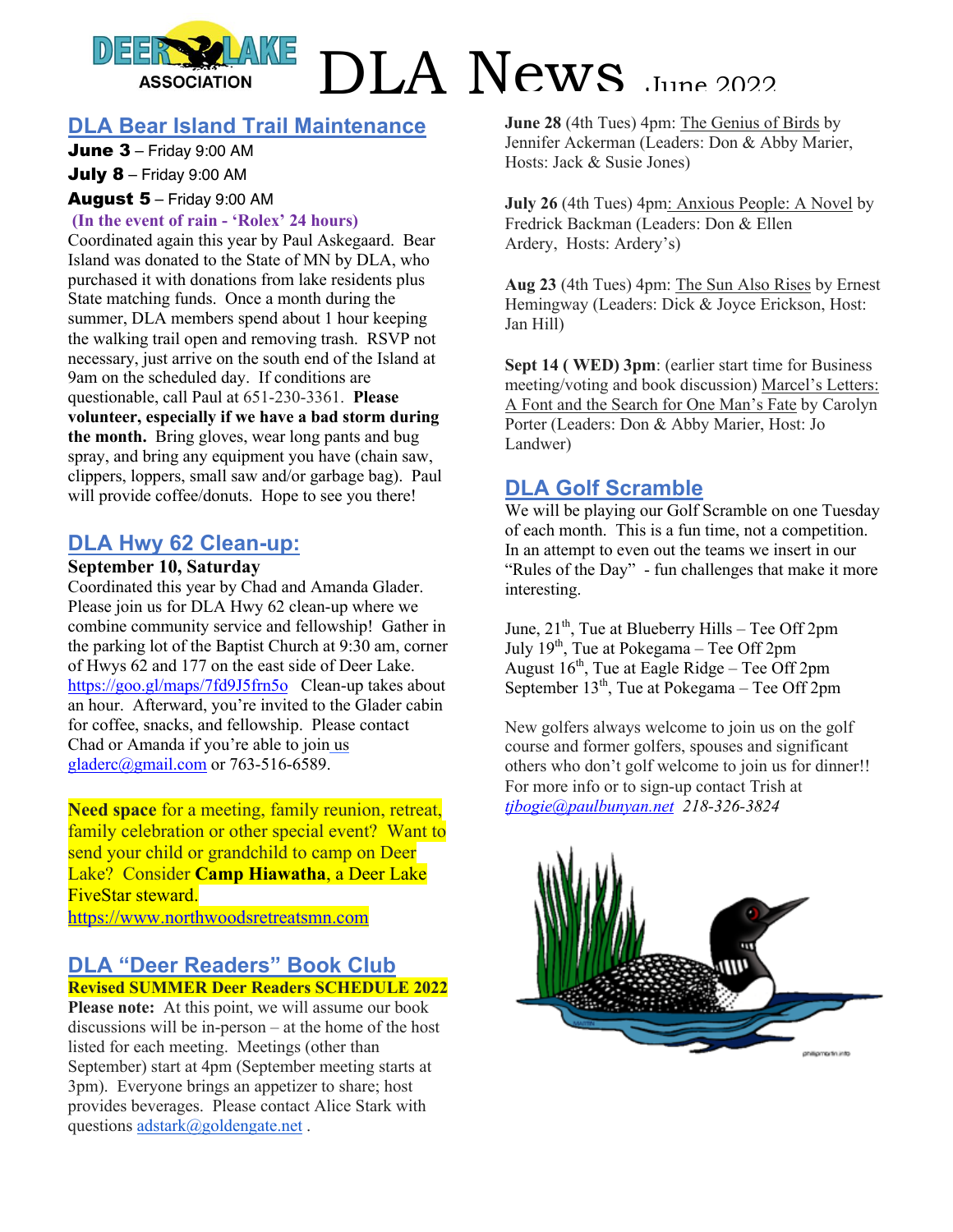# DLA News June 2022

DEER LAKE ASSOCIATION

## DLA Bear Island Trail Maintenance

**June 3** – Friday 9:00 AM

**July 8** – Friday 9:00 AM

**August 5** – Friday 9:00 AM

**(In the event of rain - 'Rolex' 24 hours)**

Coordinated again this year by Paul Askegaard. Bear Island was donated to the State of MN by DLA, who purchased it with donations from lake residents plus State matching funds. Once a month during the summer, DLA members spend about 1 hour keeping the walking trail open and removing trash. RSVP not necessary, just arrive on the south end of the Island at 9am on the scheduled day. If conditions are questionable, call Paul at 651-230-3361. **Please volunteer, especially if we have a bad storm during the month.** Bring gloves, wear long pants and bug spray, and bring any equipment you have (chain saw, clippers, loppers, small saw and/or garbage bag). Paul will provide coffee/donuts. Hope to see you there!

## DLA Hwy 62 Clean-up:

**September 10, Saturday**

Coordinated this year by Chad and Amanda Glader. Please join us for DLA Hwy 62 clean-up where we combine community service and fellowship! Gather in the parking lot of the Baptist Church at 9:30 am, corner of Hwys 62 and 177 on the east side of Deer Lake. https://goo.gl/maps/7fd9J5frn5o Clean-up takes about an hour. Afterward, you're invited to the Glader cabin for coffee, snacks, and fellowship. Please contact Chad or Amanda if you're able to join us gladerc@gmail.com or 763-516-6589.

**Need space** for a meeting, family reunion, retreat, family celebration or other special event? Want to send your child or grandchild to camp on Deer Lake? Consider **Camp Hiawatha**, a Deer Lake FiveStar steward.
https://www.northwoodsretreatsmn.com

## DLA "Deer Readers" Book Club

**Revised SUMMER Deer Readers SCHEDULE 2022**

**Please note:** At this point, we will assume our book discussions will be in-person – at the home of the host listed for each meeting. Meetings (other than September) start at 4pm (September meeting starts at 3pm). Everyone brings an appetizer to share; host provides beverages. Please contact Alice Stark with questions adstark@goldengate.net .

**June 28** (4th Tues) 4pm: The Genius of Birds by Jennifer Ackerman (Leaders: Don & Abby Marier, Hosts: Jack & Susie Jones)

**July 26** (4th Tues) 4pm: Anxious People: A Novel by Fredrick Backman (Leaders: Don & Ellen Ardery, Hosts: Ardery's)

**Aug 23** (4th Tues) 4pm: The Sun Also Rises by Ernest Hemingway (Leaders: Dick & Joyce Erickson, Host: Jan Hill)

**Sept 14 ( WED) 3pm**: (earlier start time for Business meeting/voting and book discussion) Marcel's Letters: A Font and the Search for One Man's Fate by Carolyn Porter (Leaders: Don & Abby Marier, Host: Jo Landwer)

## DLA Golf Scramble

We will be playing our Golf Scramble on one Tuesday of each month. This is a fun time, not a competition. In an attempt to even out the teams we insert in our "Rules of the Day" - fun challenges that make it more interesting.

June, 21th, Tue at Blueberry Hills – Tee Off 2pm
July 19th, Tue at Pokegama – Tee Off 2pm
August 16th, Tue at Eagle Ridge – Tee Off 2pm
September 13th, Tue at Pokegama – Tee Off 2pm

New golfers always welcome to join us on the golf course and former golfers, spouses and significant others who don't golf welcome to join us for dinner!! For more info or to sign-up contact Trish at *tjbogie@paulbunyan.net* *218-326-3824*